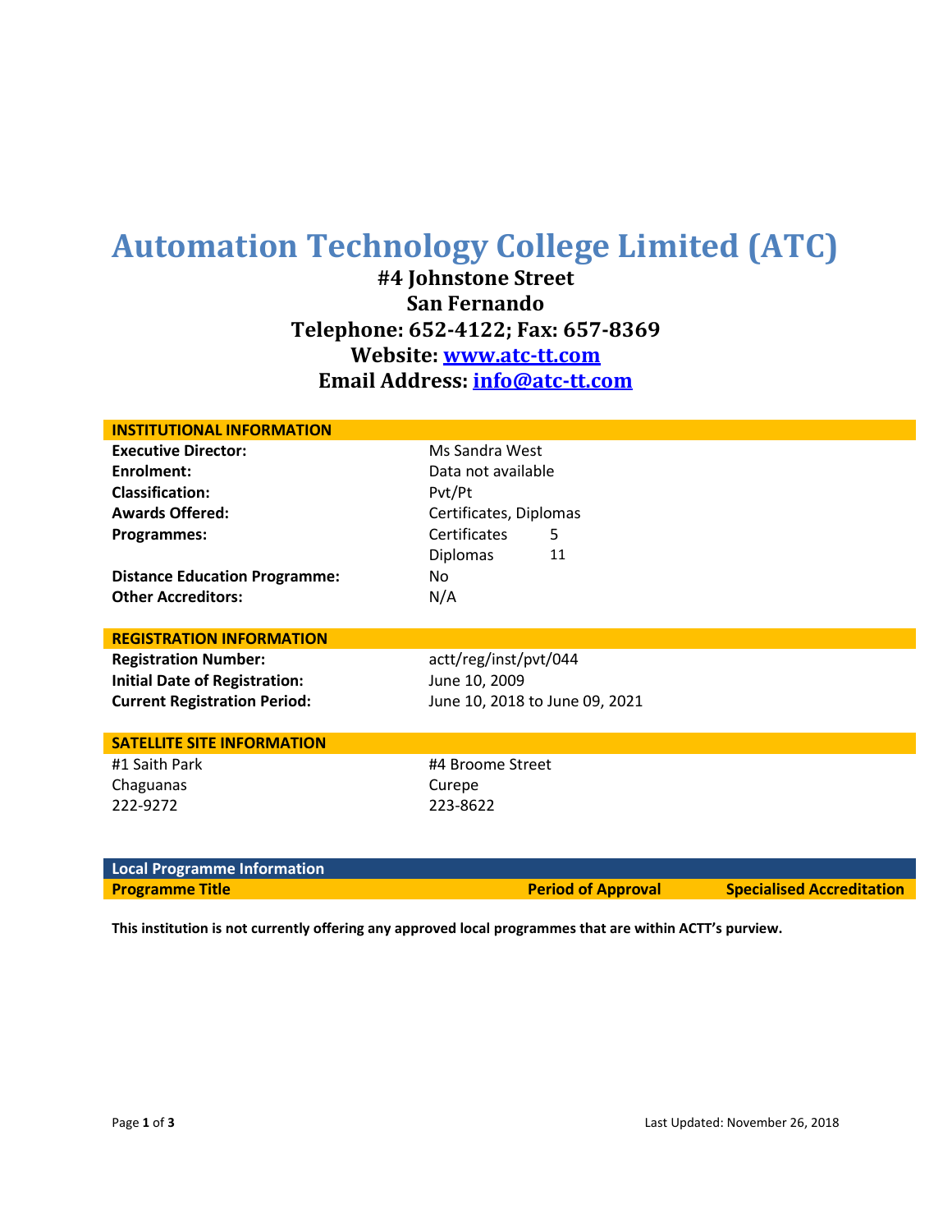# Automation Technology College Limited (ATC)

**#4 Johnstone Street**
**San Fernando**
**Telephone: 652-4122; Fax: 657-8369**
**Website: [www.atc-tt.com](http://www.atc-tt.com)**
**Email Address: [info@atc-tt.com](mailto:info@atc-tt.com)**

## INSTITUTIONAL INFORMATION

| | |
|---|---|
| **Executive Director:** | Ms Sandra West |
| **Enrolment:** | Data not available |
| **Classification:** | Pvt/Pt |
| **Awards Offered:** | Certificates, Diplomas |
| **Programmes:** | Certificates 5 |
| | Diplomas 11 |
| **Distance Education Programme:** | No |
| **Other Accreditors:** | N/A |

## REGISTRATION INFORMATION

| | |
|---|---|
| **Registration Number:** | actt/reg/inst/pvt/044 |
| **Initial Date of Registration:** | June 10, 2009 |
| **Current Registration Period:** | June 10, 2018 to June 09, 2021 |

## SATELLITE SITE INFORMATION

| | |
|---|---|
| #1 Saith Park | #4 Broome Street |
| Chaguanas | Curepe |
| 222-9272 | 223-8622 |

## Local Programme Information

| Programme Title | Period of Approval | Specialised Accreditation |
|---|---|---|

**This institution is not currently offering any approved local programmes that are within ACTT's purview.**

Last Updated: November 26, 2018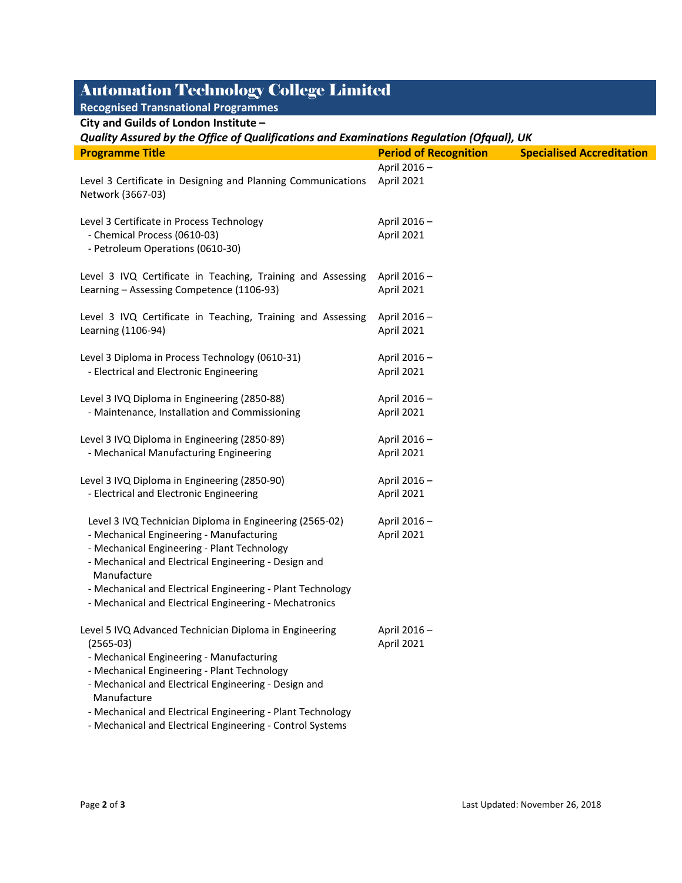# Automation Technology College Limited

**Recognised Transnational Programmes**

**City and Guilds of London Institute –**

***Quality Assured by the Office of Qualifications and Examinations Regulation (Ofqual), UK***

| Programme Title | Period of Recognition | Specialised Accreditation |
|---|---|---|
| Level 3 Certificate in Designing and Planning Communications Network (3667-03) | April 2016 – April 2021 | |
| Level 3 Certificate in Process Technology<br>- Chemical Process (0610-03)<br>- Petroleum Operations (0610-30) | April 2016 – April 2021 | |
| Level 3 IVQ Certificate in Teaching, Training and Assessing Learning – Assessing Competence (1106-93) | April 2016 – April 2021 | |
| Level 3 IVQ Certificate in Teaching, Training and Assessing Learning (1106-94) | April 2016 – April 2021 | |
| Level 3 Diploma in Process Technology (0610-31)<br>- Electrical and Electronic Engineering | April 2016 – April 2021 | |
| Level 3 IVQ Diploma in Engineering (2850-88)<br>- Maintenance, Installation and Commissioning | April 2016 – April 2021 | |
| Level 3 IVQ Diploma in Engineering (2850-89)<br>- Mechanical Manufacturing Engineering | April 2016 – April 2021 | |
| Level 3 IVQ Diploma in Engineering (2850-90)<br>- Electrical and Electronic Engineering | April 2016 – April 2021 | |
| Level 3 IVQ Technician Diploma in Engineering (2565-02)<br>- Mechanical Engineering - Manufacturing<br>- Mechanical Engineering - Plant Technology<br>- Mechanical and Electrical Engineering - Design and Manufacture<br>- Mechanical and Electrical Engineering - Plant Technology<br>- Mechanical and Electrical Engineering - Mechatronics | April 2016 – April 2021 | |
| Level 5 IVQ Advanced Technician Diploma in Engineering (2565-03)<br>- Mechanical Engineering - Manufacturing<br>- Mechanical Engineering - Plant Technology<br>- Mechanical and Electrical Engineering - Design and Manufacture<br>- Mechanical and Electrical Engineering - Plant Technology<br>- Mechanical and Electrical Engineering - Control Systems | April 2016 – April 2021 | |

Last Updated: November 26, 2018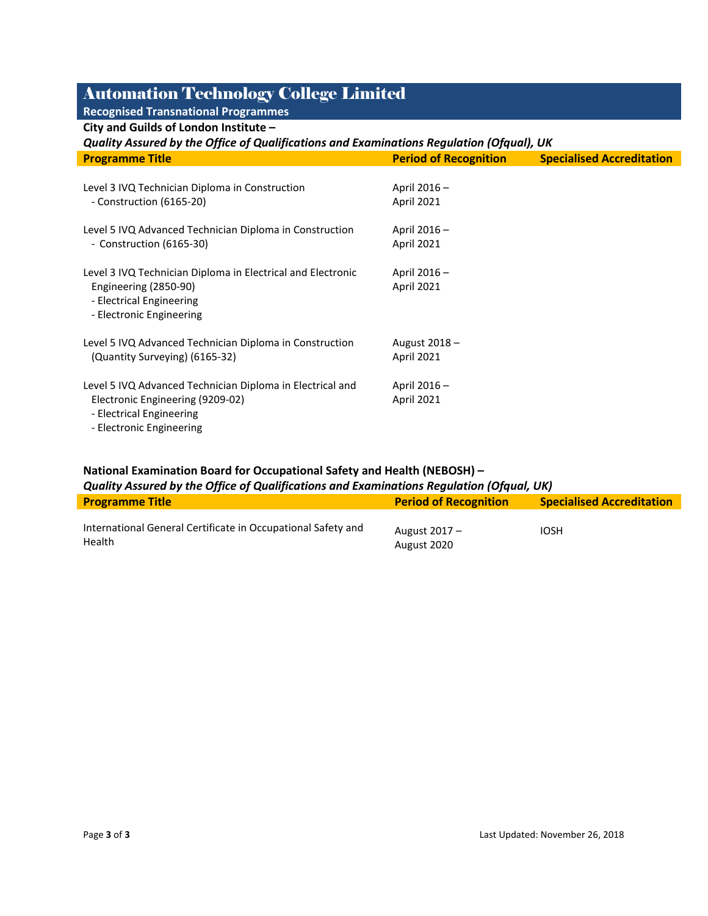# Automation Technology College Limited

**Recognised Transnational Programmes**

**City and Guilds of London Institute –**

***Quality Assured by the Office of Qualifications and Examinations Regulation (Ofqual), UK***

| Programme Title | Period of Recognition | Specialised Accreditation |
|---|---|---|
| Level 3 IVQ Technician Diploma in Construction<br>- Construction (6165-20) | April 2016 – April 2021 | |
| Level 5 IVQ Advanced Technician Diploma in Construction<br>- Construction (6165-30) | April 2016 – April 2021 | |
| Level 3 IVQ Technician Diploma in Electrical and Electronic Engineering (2850-90)<br>- Electrical Engineering<br>- Electronic Engineering | April 2016 – April 2021 | |
| Level 5 IVQ Advanced Technician Diploma in Construction (Quantity Surveying) (6165-32) | August 2018 – April 2021 | |
| Level 5 IVQ Advanced Technician Diploma in Electrical and Electronic Engineering (9209-02)<br>- Electrical Engineering<br>- Electronic Engineering | April 2016 – April 2021 | |

**National Examination Board for Occupational Safety and Health (NEBOSH) –**

***Quality Assured by the Office of Qualifications and Examinations Regulation (Ofqual, UK)***

| Programme Title | Period of Recognition | Specialised Accreditation |
|---|---|---|
| International General Certificate in Occupational Safety and Health | August 2017 – August 2020 | IOSH |

Last Updated: November 26, 2018